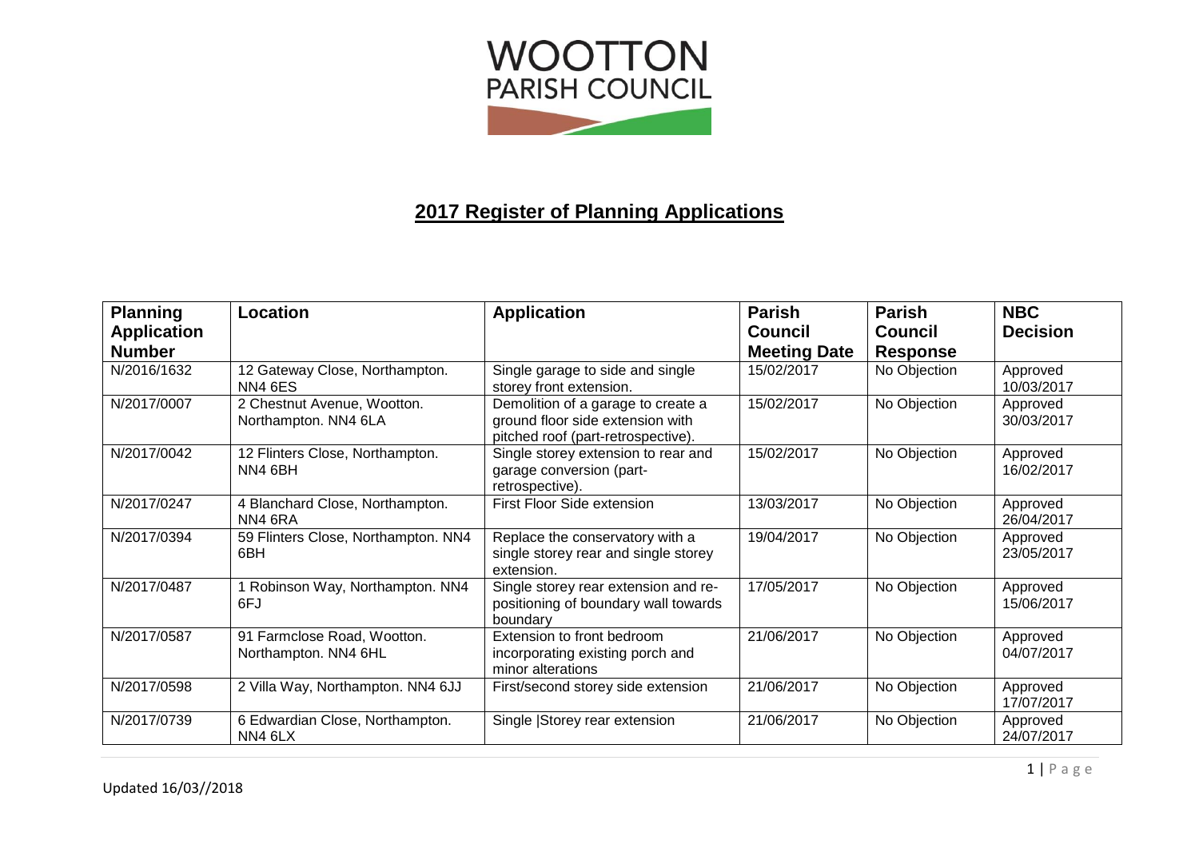# WOOTTON PARISH COUNCIL

## 2017 Register of Planning Applications

| Planning Application Number | Location | Application | Parish Council Meeting Date | Parish Council Response | NBC Decision |
|---|---|---|---|---|---|
| N/2016/1632 | 12 Gateway Close, Northampton. NN4 6ES | Single garage to side and single storey front extension. | 15/02/2017 | No Objection | Approved 10/03/2017 |
| N/2017/0007 | 2 Chestnut Avenue, Wootton. Northampton. NN4 6LA | Demolition of a garage to create a ground floor side extension with pitched roof (part-retrospective). | 15/02/2017 | No Objection | Approved 30/03/2017 |
| N/2017/0042 | 12 Flinters Close, Northampton. NN4 6BH | Single storey extension to rear and garage conversion (part-retrospective). | 15/02/2017 | No Objection | Approved 16/02/2017 |
| N/2017/0247 | 4 Blanchard Close, Northampton. NN4 6RA | First Floor Side extension | 13/03/2017 | No Objection | Approved 26/04/2017 |
| N/2017/0394 | 59 Flinters Close, Northampton. NN4 6BH | Replace the conservatory with a single storey rear and single storey extension. | 19/04/2017 | No Objection | Approved 23/05/2017 |
| N/2017/0487 | 1 Robinson Way, Northampton. NN4 6FJ | Single storey rear extension and re-positioning of boundary wall towards boundary | 17/05/2017 | No Objection | Approved 15/06/2017 |
| N/2017/0587 | 91 Farmclose Road, Wootton. Northampton. NN4 6HL | Extension to front bedroom incorporating existing porch and minor alterations | 21/06/2017 | No Objection | Approved 04/07/2017 |
| N/2017/0598 | 2 Villa Way, Northampton. NN4 6JJ | First/second storey side extension | 21/06/2017 | No Objection | Approved 17/07/2017 |
| N/2017/0739 | 6 Edwardian Close, Northampton. NN4 6LX | Single \|Storey rear extension | 21/06/2017 | No Objection | Approved 24/07/2017 |

Updated 16/03//2018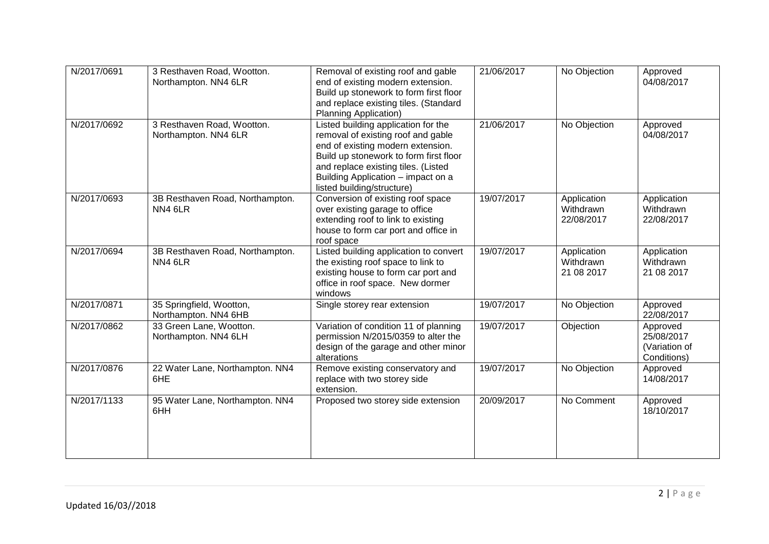| N/2017/0691 | 3 Resthaven Road, Wootton. Northampton. NN4 6LR | Removal of existing roof and gable end of existing modern extension. Build up stonework to form first floor and replace existing tiles. (Standard Planning Application) | 21/06/2017 | No Objection | Approved 04/08/2017 |
|---|---|---|---|---|---|
| N/2017/0692 | 3 Resthaven Road, Wootton. Northampton. NN4 6LR | Listed building application for the removal of existing roof and gable end of existing modern extension. Build up stonework to form first floor and replace existing tiles. (Listed Building Application – impact on a listed building/structure) | 21/06/2017 | No Objection | Approved 04/08/2017 |
| N/2017/0693 | 3B Resthaven Road, Northampton. NN4 6LR | Conversion of existing roof space over existing garage to office extending roof to link to existing house to form car port and office in roof space | 19/07/2017 | Application Withdrawn 22/08/2017 | Application Withdrawn 22/08/2017 |
| N/2017/0694 | 3B Resthaven Road, Northampton. NN4 6LR | Listed building application to convert the existing roof space to link to existing house to form car port and office in roof space. New dormer windows | 19/07/2017 | Application Withdrawn 21 08 2017 | Application Withdrawn 21 08 2017 |
| N/2017/0871 | 35 Springfield, Wootton, Northampton. NN4 6HB | Single storey rear extension | 19/07/2017 | No Objection | Approved 22/08/2017 |
| N/2017/0862 | 33 Green Lane, Wootton. Northampton. NN4 6LH | Variation of condition 11 of planning permission N/2015/0359 to alter the design of the garage and other minor alterations | 19/07/2017 | Objection | Approved 25/08/2017 (Variation of Conditions) |
| N/2017/0876 | 22 Water Lane, Northampton. NN4 6HE | Remove existing conservatory and replace with two storey side extension. | 19/07/2017 | No Objection | Approved 14/08/2017 |
| N/2017/1133 | 95 Water Lane, Northampton. NN4 6HH | Proposed two storey side extension | 20/09/2017 | No Comment | Approved 18/10/2017 |

Updated 16/03//2018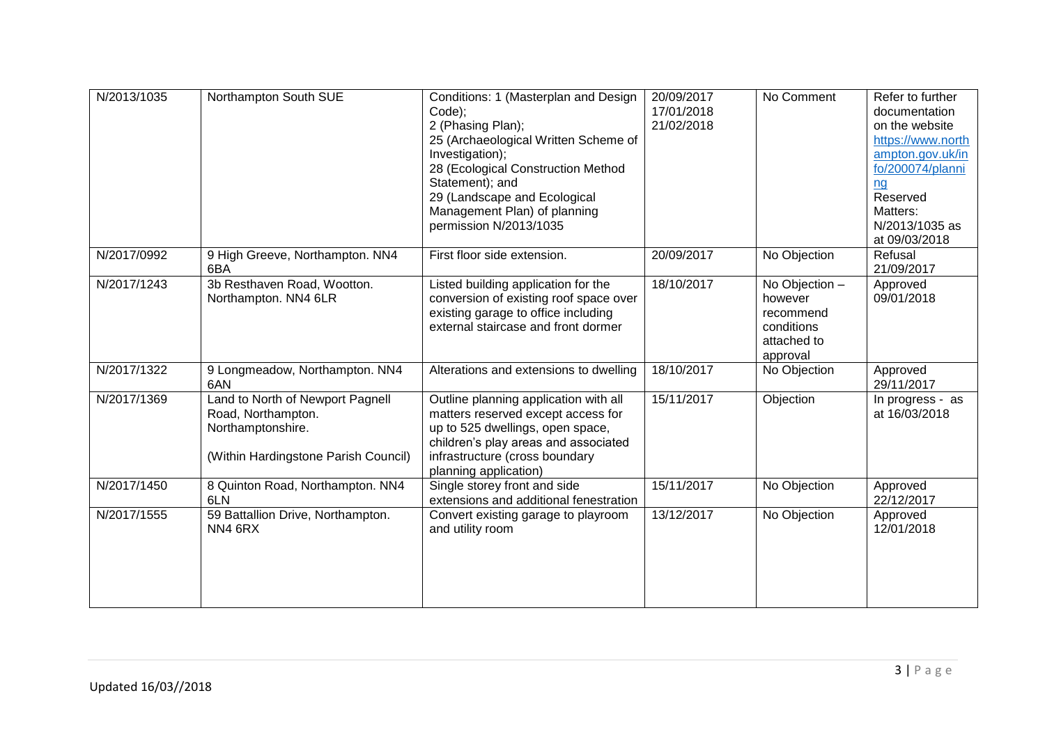| N/2013/1035 | Northampton South SUE | Conditions: 1 (Masterplan and Design Code);<br>2 (Phasing Plan);<br>25 (Archaeological Written Scheme of Investigation);<br>28 (Ecological Construction Method Statement); and<br>29 (Landscape and Ecological Management Plan) of planning permission N/2013/1035 | 20/09/2017<br>17/01/2018<br>21/02/2018 | No Comment | Refer to further documentation on the website https://www.northampton.gov.uk/info/200074/planning<br>Reserved Matters: N/2013/1035 as at 09/03/2018 |
|---|---|---|---|---|---|
| N/2017/0992 | 9 High Greeve, Northampton. NN4 6BA | First floor side extension. | 20/09/2017 | No Objection | Refusal 21/09/2017 |
| N/2017/1243 | 3b Resthaven Road, Wootton. Northampton. NN4 6LR | Listed building application for the conversion of existing roof space over existing garage to office including external staircase and front dormer | 18/10/2017 | No Objection – however recommend conditions attached to approval | Approved 09/01/2018 |
| N/2017/1322 | 9 Longmeadow, Northampton. NN4 6AN | Alterations and extensions to dwelling | 18/10/2017 | No Objection | Approved 29/11/2017 |
| N/2017/1369 | Land to North of Newport Pagnell Road, Northampton. Northamptonshire.<br><br>(Within Hardingstone Parish Council) | Outline planning application with all matters reserved except access for up to 525 dwellings, open space, children's play areas and associated infrastructure (cross boundary planning application) | 15/11/2017 | Objection | In progress - as at 16/03/2018 |
| N/2017/1450 | 8 Quinton Road, Northampton. NN4 6LN | Single storey front and side extensions and additional fenestration | 15/11/2017 | No Objection | Approved 22/12/2017 |
| N/2017/1555 | 59 Battallion Drive, Northampton. NN4 6RX | Convert existing garage to playroom and utility room | 13/12/2017 | No Objection | Approved 12/01/2018 |

Updated 16/03//2018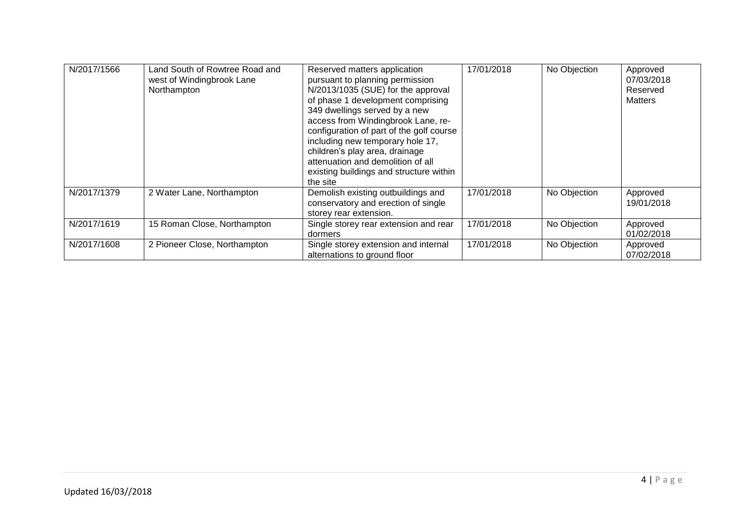| | | | | | |
|---|---|---|---|---|---|
| N/2017/1566 | Land South of Rowtree Road and west of Windingbrook Lane Northampton | Reserved matters application pursuant to planning permission N/2013/1035 (SUE) for the approval of phase 1 development comprising 349 dwellings served by a new access from Windingbrook Lane, re-configuration of part of the golf course including new temporary hole 17, children's play area, drainage attenuation and demolition of all existing buildings and structure within the site | 17/01/2018 | No Objection | Approved 07/03/2018 Reserved Matters |
| N/2017/1379 | 2 Water Lane, Northampton | Demolish existing outbuildings and conservatory and erection of single storey rear extension. | 17/01/2018 | No Objection | Approved 19/01/2018 |
| N/2017/1619 | 15 Roman Close, Northampton | Single storey rear extension and rear dormers | 17/01/2018 | No Objection | Approved 01/02/2018 |
| N/2017/1608 | 2 Pioneer Close, Northampton | Single storey extension and internal alternations to ground floor | 17/01/2018 | No Objection | Approved 07/02/2018 |

Updated 16/03//2018